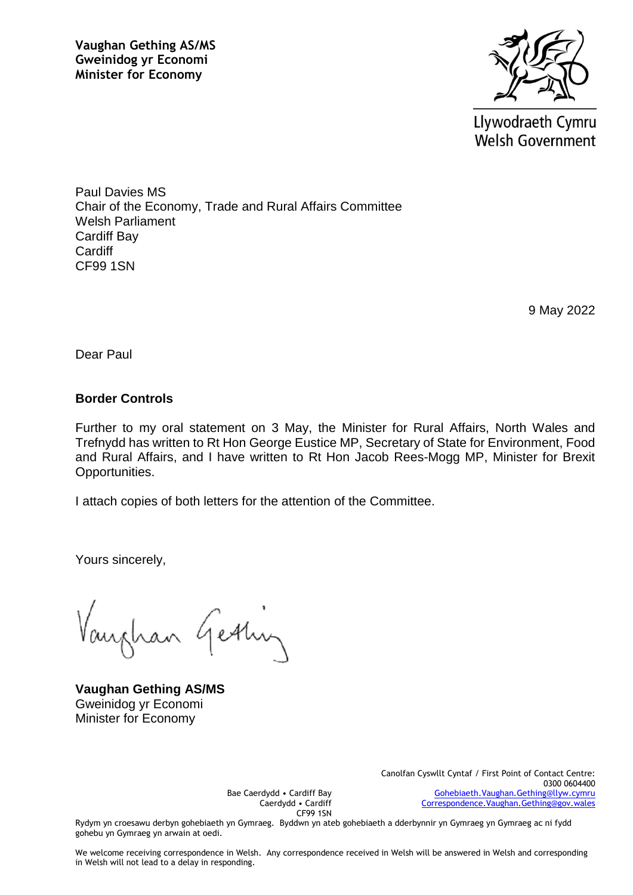**Vaughan Gething AS/MS**
**Gweinidog yr Economi**
**Minister for Economy**

Llywodraeth Cymru
Welsh Government

Paul Davies MS
Chair of the Economy, Trade and Rural Affairs Committee
Welsh Parliament
Cardiff Bay
Cardiff
CF99 1SN

9 May 2022

Dear Paul

**Border Controls**

Further to my oral statement on 3 May, the Minister for Rural Affairs, North Wales and Trefnydd has written to Rt Hon George Eustice MP, Secretary of State for Environment, Food and Rural Affairs, and I have written to Rt Hon Jacob Rees-Mogg MP, Minister for Brexit Opportunities.

I attach copies of both letters for the attention of the Committee.

Yours sincerely,

Vaughan Gething

**Vaughan Gething AS/MS**
Gweinidog yr Economi
Minister for Economy

Bae Caerdydd • Cardiff Bay
Caerdydd • Cardiff
CF99 1SN

Canolfan Cyswllt Cyntaf / First Point of Contact Centre:
0300 0604400
Gohebiaeth.Vaughan.Gething@llyw.cymru
Correspondence.Vaughan.Gething@gov.wales

Rydym yn croesawu derbyn gohebiaeth yn Gymraeg. Byddwn yn ateb gohebiaeth a dderbynnir yn Gymraeg yn Gymraeg ac ni fydd gohebu yn Gymraeg yn arwain at oedi.

We welcome receiving correspondence in Welsh. Any correspondence received in Welsh will be answered in Welsh and corresponding in Welsh will not lead to a delay in responding.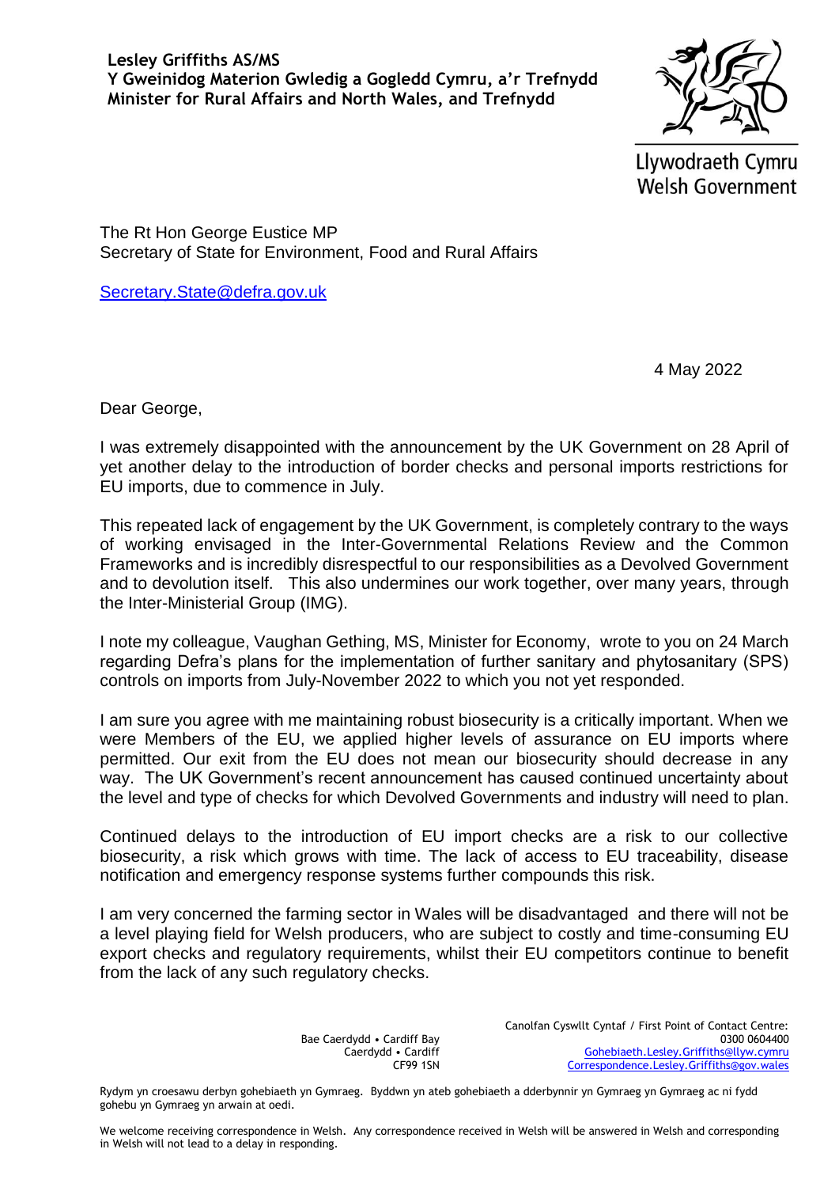**Lesley Griffiths AS/MS**
**Y Gweinidog Materion Gwledig a Gogledd Cymru, a'r Trefnydd**
**Minister for Rural Affairs and North Wales, and Trefnydd**

Llywodraeth Cymru
Welsh Government

The Rt Hon George Eustice MP
Secretary of State for Environment, Food and Rural Affairs

Secretary.State@defra.gov.uk

4 May 2022

Dear George,

I was extremely disappointed with the announcement by the UK Government on 28 April of yet another delay to the introduction of border checks and personal imports restrictions for EU imports, due to commence in July.

This repeated lack of engagement by the UK Government, is completely contrary to the ways of working envisaged in the Inter-Governmental Relations Review and the Common Frameworks and is incredibly disrespectful to our responsibilities as a Devolved Government and to devolution itself. This also undermines our work together, over many years, through the Inter-Ministerial Group (IMG).

I note my colleague, Vaughan Gething, MS, Minister for Economy, wrote to you on 24 March regarding Defra's plans for the implementation of further sanitary and phytosanitary (SPS) controls on imports from July-November 2022 to which you not yet responded.

I am sure you agree with me maintaining robust biosecurity is a critically important. When we were Members of the EU, we applied higher levels of assurance on EU imports where permitted. Our exit from the EU does not mean our biosecurity should decrease in any way. The UK Government's recent announcement has caused continued uncertainty about the level and type of checks for which Devolved Governments and industry will need to plan.

Continued delays to the introduction of EU import checks are a risk to our collective biosecurity, a risk which grows with time. The lack of access to EU traceability, disease notification and emergency response systems further compounds this risk.

I am very concerned the farming sector in Wales will be disadvantaged and there will not be a level playing field for Welsh producers, who are subject to costly and time-consuming EU export checks and regulatory requirements, whilst their EU competitors continue to benefit from the lack of any such regulatory checks.

Bae Caerdydd • Cardiff Bay
Caerdydd • Cardiff
CF99 1SN

Canolfan Cyswllt Cyntaf / First Point of Contact Centre:
0300 0604400
Gohebiaeth.Lesley.Griffiths@llyw.cymru
Correspondence.Lesley.Griffiths@gov.wales

Rydym yn croesawu derbyn gohebiaeth yn Gymraeg. Byddwn yn ateb gohebiaeth a dderbynnir yn Gymraeg yn Gymraeg ac ni fydd gohebu yn Gymraeg yn arwain at oedi.

We welcome receiving correspondence in Welsh. Any correspondence received in Welsh will be answered in Welsh and corresponding in Welsh will not lead to a delay in responding.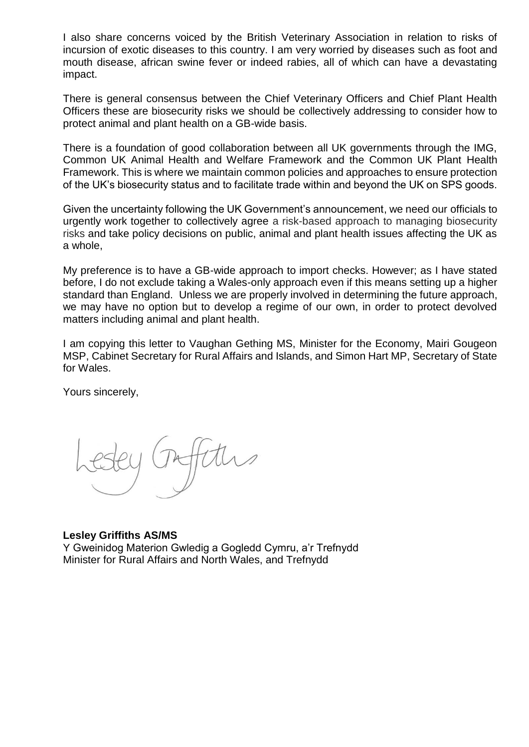I also share concerns voiced by the British Veterinary Association in relation to risks of incursion of exotic diseases to this country. I am very worried by diseases such as foot and mouth disease, african swine fever or indeed rabies, all of which can have a devastating impact.

There is general consensus between the Chief Veterinary Officers and Chief Plant Health Officers these are biosecurity risks we should be collectively addressing to consider how to protect animal and plant health on a GB-wide basis.

There is a foundation of good collaboration between all UK governments through the IMG, Common UK Animal Health and Welfare Framework and the Common UK Plant Health Framework. This is where we maintain common policies and approaches to ensure protection of the UK's biosecurity status and to facilitate trade within and beyond the UK on SPS goods.

Given the uncertainty following the UK Government's announcement, we need our officials to urgently work together to collectively agree a risk-based approach to managing biosecurity risks and take policy decisions on public, animal and plant health issues affecting the UK as a whole,

My preference is to have a GB-wide approach to import checks. However; as I have stated before, I do not exclude taking a Wales-only approach even if this means setting up a higher standard than England. Unless we are properly involved in determining the future approach, we may have no option but to develop a regime of our own, in order to protect devolved matters including animal and plant health.

I am copying this letter to Vaughan Gething MS, Minister for the Economy, Mairi Gougeon MSP, Cabinet Secretary for Rural Affairs and Islands, and Simon Hart MP, Secretary of State for Wales.

Yours sincerely,

Lesley Griffiths

**Lesley Griffiths AS/MS**
Y Gweinidog Materion Gwledig a Gogledd Cymru, a'r Trefnydd
Minister for Rural Affairs and North Wales, and Trefnydd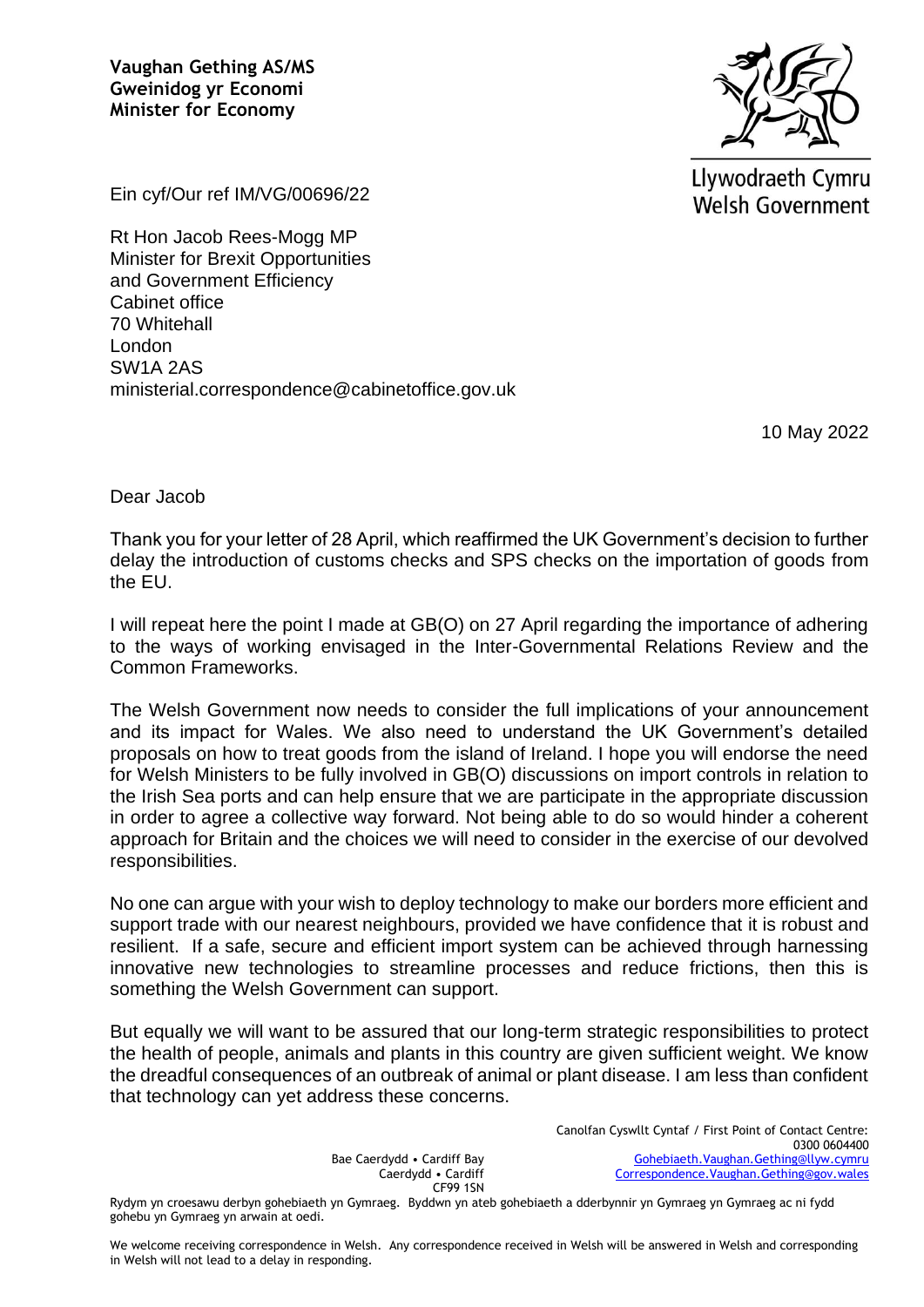**Vaughan Gething AS/MS**
**Gweinidog yr Economi**
**Minister for Economy**

Llywodraeth Cymru
Welsh Government

Ein cyf/Our ref IM/VG/00696/22

Rt Hon Jacob Rees-Mogg MP
Minister for Brexit Opportunities
and Government Efficiency
Cabinet office
70 Whitehall
London
SW1A 2AS
ministerial.correspondence@cabinetoffice.gov.uk

10 May 2022

Dear Jacob

Thank you for your letter of 28 April, which reaffirmed the UK Government's decision to further delay the introduction of customs checks and SPS checks on the importation of goods from the EU.

I will repeat here the point I made at GB(O) on 27 April regarding the importance of adhering to the ways of working envisaged in the Inter-Governmental Relations Review and the Common Frameworks.

The Welsh Government now needs to consider the full implications of your announcement and its impact for Wales. We also need to understand the UK Government's detailed proposals on how to treat goods from the island of Ireland. I hope you will endorse the need for Welsh Ministers to be fully involved in GB(O) discussions on import controls in relation to the Irish Sea ports and can help ensure that we are participate in the appropriate discussion in order to agree a collective way forward. Not being able to do so would hinder a coherent approach for Britain and the choices we will need to consider in the exercise of our devolved responsibilities.

No one can argue with your wish to deploy technology to make our borders more efficient and support trade with our nearest neighbours, provided we have confidence that it is robust and resilient. If a safe, secure and efficient import system can be achieved through harnessing innovative new technologies to streamline processes and reduce frictions, then this is something the Welsh Government can support.

But equally we will want to be assured that our long-term strategic responsibilities to protect the health of people, animals and plants in this country are given sufficient weight. We know the dreadful consequences of an outbreak of animal or plant disease. I am less than confident that technology can yet address these concerns.

Bae Caerdydd • Cardiff Bay
Caerdydd • Cardiff
CF99 1SN

Canolfan Cyswllt Cyntaf / First Point of Contact Centre:
0300 0604400
Gohebiaeth.Vaughan.Gething@llyw.cymru
Correspondence.Vaughan.Gething@gov.wales

Rydym yn croesawu derbyn gohebiaeth yn Gymraeg. Byddwn yn ateb gohebiaeth a dderbynnir yn Gymraeg yn Gymraeg ac ni fydd gohebu yn Gymraeg yn arwain at oedi.

We welcome receiving correspondence in Welsh. Any correspondence received in Welsh will be answered in Welsh and corresponding in Welsh will not lead to a delay in responding.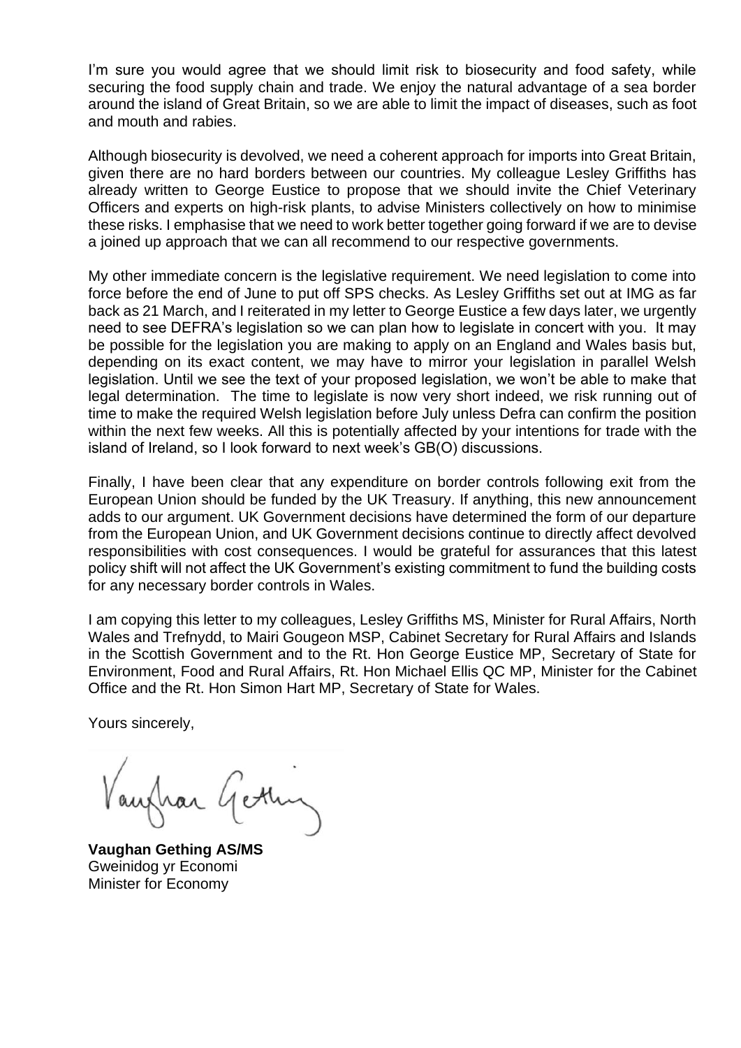I'm sure you would agree that we should limit risk to biosecurity and food safety, while securing the food supply chain and trade. We enjoy the natural advantage of a sea border around the island of Great Britain, so we are able to limit the impact of diseases, such as foot and mouth and rabies.

Although biosecurity is devolved, we need a coherent approach for imports into Great Britain, given there are no hard borders between our countries. My colleague Lesley Griffiths has already written to George Eustice to propose that we should invite the Chief Veterinary Officers and experts on high-risk plants, to advise Ministers collectively on how to minimise these risks. I emphasise that we need to work better together going forward if we are to devise a joined up approach that we can all recommend to our respective governments.

My other immediate concern is the legislative requirement. We need legislation to come into force before the end of June to put off SPS checks. As Lesley Griffiths set out at IMG as far back as 21 March, and I reiterated in my letter to George Eustice a few days later, we urgently need to see DEFRA's legislation so we can plan how to legislate in concert with you. It may be possible for the legislation you are making to apply on an England and Wales basis but, depending on its exact content, we may have to mirror your legislation in parallel Welsh legislation. Until we see the text of your proposed legislation, we won't be able to make that legal determination. The time to legislate is now very short indeed, we risk running out of time to make the required Welsh legislation before July unless Defra can confirm the position within the next few weeks. All this is potentially affected by your intentions for trade with the island of Ireland, so I look forward to next week's GB(O) discussions.

Finally, I have been clear that any expenditure on border controls following exit from the European Union should be funded by the UK Treasury. If anything, this new announcement adds to our argument. UK Government decisions have determined the form of our departure from the European Union, and UK Government decisions continue to directly affect devolved responsibilities with cost consequences. I would be grateful for assurances that this latest policy shift will not affect the UK Government's existing commitment to fund the building costs for any necessary border controls in Wales.

I am copying this letter to my colleagues, Lesley Griffiths MS, Minister for Rural Affairs, North Wales and Trefnydd, to Mairi Gougeon MSP, Cabinet Secretary for Rural Affairs and Islands in the Scottish Government and to the Rt. Hon George Eustice MP, Secretary of State for Environment, Food and Rural Affairs, Rt. Hon Michael Ellis QC MP, Minister for the Cabinet Office and the Rt. Hon Simon Hart MP, Secretary of State for Wales.

Yours sincerely,

**Vaughan Gething AS/MS**
Gweinidog yr Economi
Minister for Economy